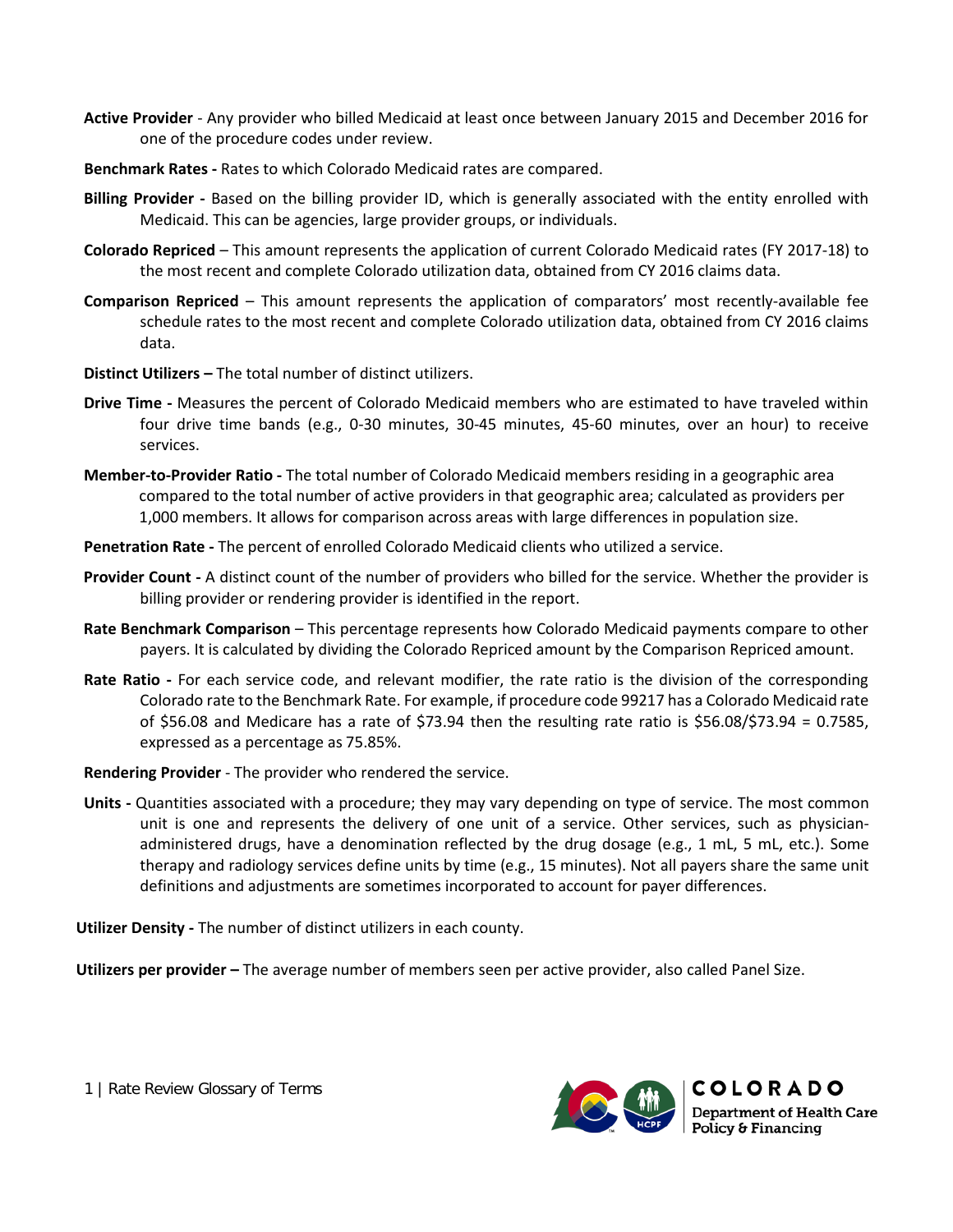**Active Provider** - Any provider who billed Medicaid at least once between January 2015 and December 2016 for one of the procedure codes under review.

**Benchmark Rates -** Rates to which Colorado Medicaid rates are compared.

**Billing Provider -** Based on the billing provider ID, which is generally associated with the entity enrolled with Medicaid. This can be agencies, large provider groups, or individuals.

**Colorado Repriced** – This amount represents the application of current Colorado Medicaid rates (FY 2017-18) to the most recent and complete Colorado utilization data, obtained from CY 2016 claims data.

**Comparison Repriced** – This amount represents the application of comparators' most recently-available fee schedule rates to the most recent and complete Colorado utilization data, obtained from CY 2016 claims data.

**Distinct Utilizers –** The total number of distinct utilizers.

**Drive Time -** Measures the percent of Colorado Medicaid members who are estimated to have traveled within four drive time bands (e.g., 0-30 minutes, 30-45 minutes, 45-60 minutes, over an hour) to receive services.

**Member-to-Provider Ratio -** The total number of Colorado Medicaid members residing in a geographic area compared to the total number of active providers in that geographic area; calculated as providers per 1,000 members. It allows for comparison across areas with large differences in population size.

**Penetration Rate -** The percent of enrolled Colorado Medicaid clients who utilized a service.

**Provider Count -** A distinct count of the number of providers who billed for the service. Whether the provider is billing provider or rendering provider is identified in the report.

**Rate Benchmark Comparison** – This percentage represents how Colorado Medicaid payments compare to other payers. It is calculated by dividing the Colorado Repriced amount by the Comparison Repriced amount.

**Rate Ratio -** For each service code, and relevant modifier, the rate ratio is the division of the corresponding Colorado rate to the Benchmark Rate. For example, if procedure code 99217 has a Colorado Medicaid rate of $56.08 and Medicare has a rate of $73.94 then the resulting rate ratio is $56.08/$73.94 = 0.7585, expressed as a percentage as 75.85%.

**Rendering Provider** - The provider who rendered the service.

**Units -** Quantities associated with a procedure; they may vary depending on type of service. The most common unit is one and represents the delivery of one unit of a service. Other services, such as physician-administered drugs, have a denomination reflected by the drug dosage (e.g., 1 mL, 5 mL, etc.). Some therapy and radiology services define units by time (e.g., 15 minutes). Not all payers share the same unit definitions and adjustments are sometimes incorporated to account for payer differences.

**Utilizer Density -** The number of distinct utilizers in each county.

**Utilizers per provider –** The average number of members seen per active provider, also called Panel Size.